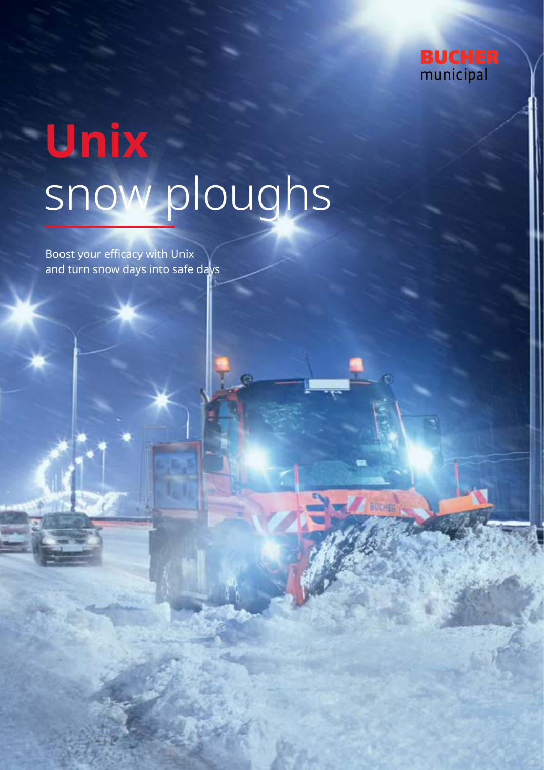BUCHER municipal

# Unix snow ploughs

Boost your efficacy with Unix and turn snow days into safe days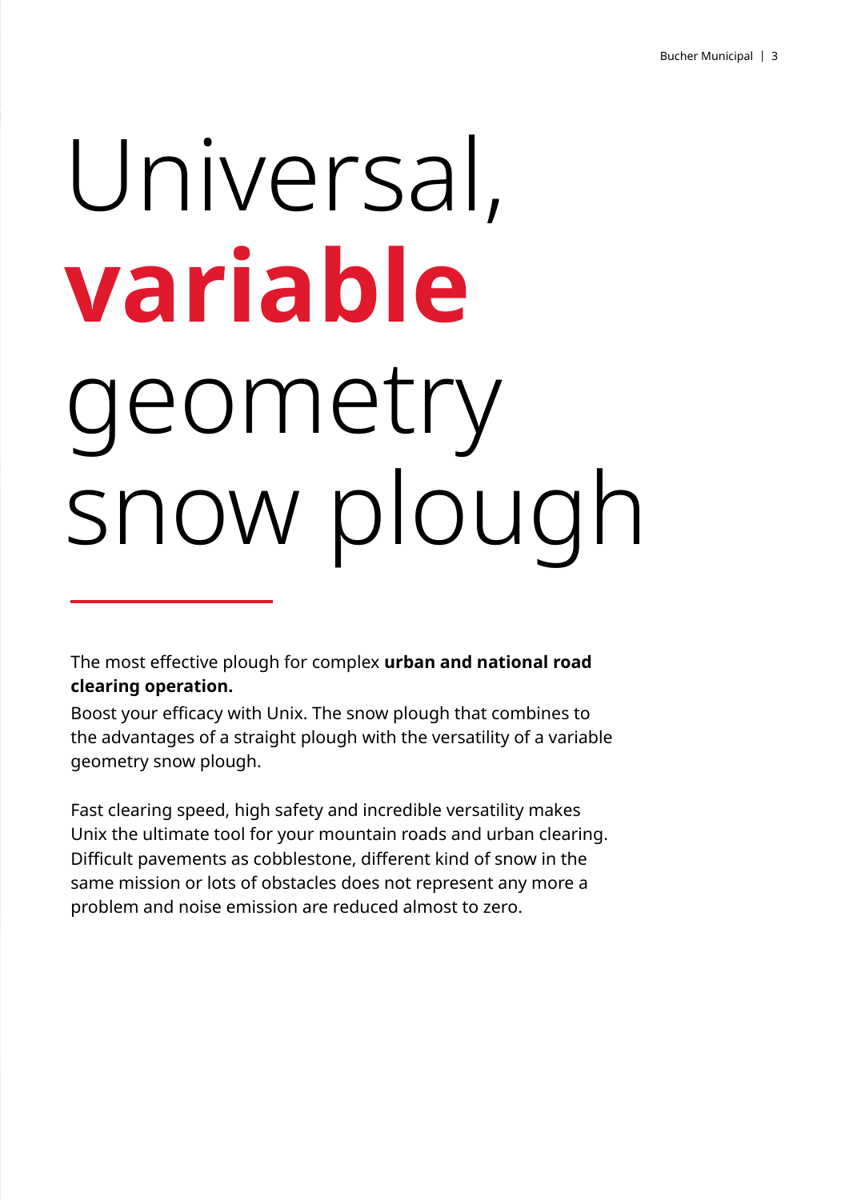# Universal, **variable** geometry snow plough

The most effective plough for complex **urban and national road clearing operation.**

Boost your efficacy with Unix. The snow plough that combines to the advantages of a straight plough with the versatility of a variable geometry snow plough.

Fast clearing speed, high safety and incredible versatility makes Unix the ultimate tool for your mountain roads and urban clearing. Difficult pavements as cobblestone, different kind of snow in the same mission or lots of obstacles does not represent any more a problem and noise emission are reduced almost to zero.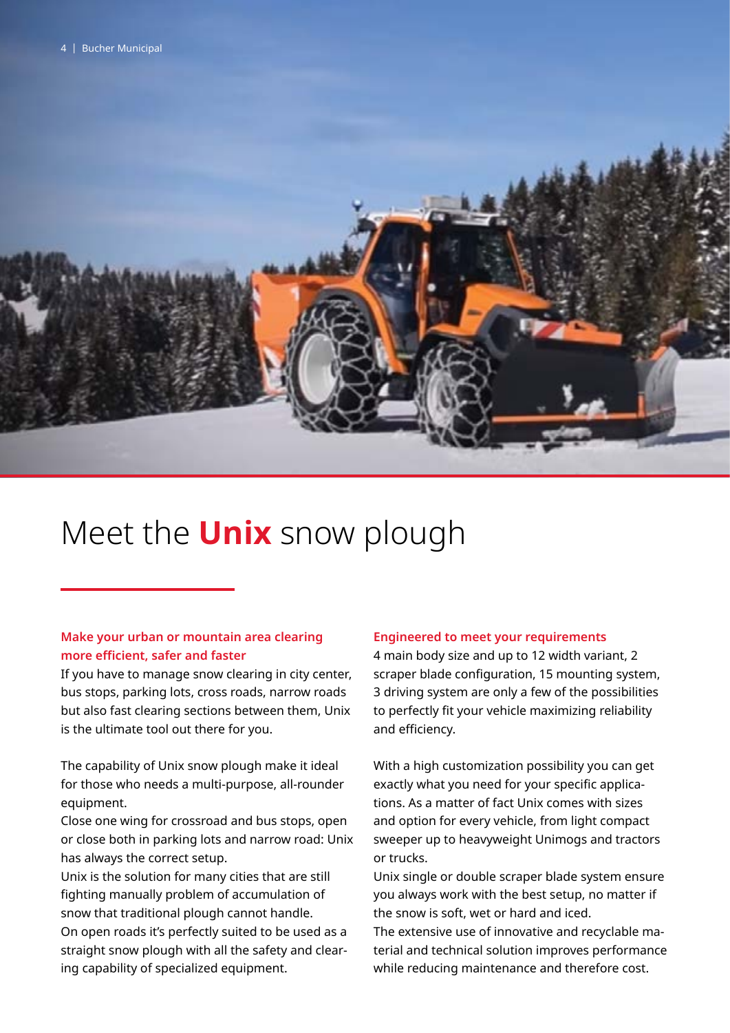# Meet the **Unix** snow plough

**Make your urban or mountain area clearing more efficient, safer and faster**

If you have to manage snow clearing in city center, bus stops, parking lots, cross roads, narrow roads but also fast clearing sections between them, Unix is the ultimate tool out there for you.

The capability of Unix snow plough make it ideal for those who needs a multi-purpose, all-rounder equipment.

Close one wing for crossroad and bus stops, open or close both in parking lots and narrow road: Unix has always the correct setup.

Unix is the solution for many cities that are still fighting manually problem of accumulation of snow that traditional plough cannot handle.

On open roads it's perfectly suited to be used as a straight snow plough with all the safety and clearing capability of specialized equipment.

**Engineered to meet your requirements**

4 main body size and up to 12 width variant, 2 scraper blade configuration, 15 mounting system, 3 driving system are only a few of the possibilities to perfectly fit your vehicle maximizing reliability and efficiency.

With a high customization possibility you can get exactly what you need for your specific applications. As a matter of fact Unix comes with sizes and option for every vehicle, from light compact sweeper up to heavyweight Unimogs and tractors or trucks.

Unix single or double scraper blade system ensure you always work with the best setup, no matter if the snow is soft, wet or hard and iced.

The extensive use of innovative and recyclable material and technical solution improves performance while reducing maintenance and therefore cost.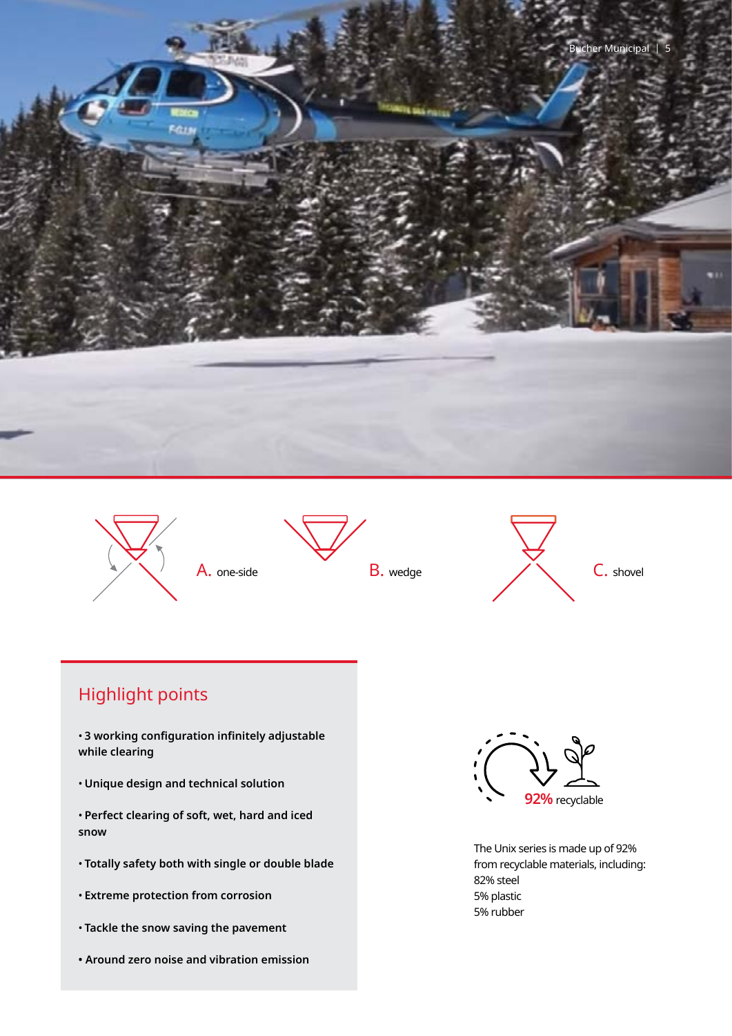A. one-side

B. wedge

C. shovel

## Highlight points

- **3 working configuration infinitely adjustable while clearing**
- **Unique design and technical solution**
- **Perfect clearing of soft, wet, hard and iced snow**
- **Totally safety both with single or double blade**
- **Extreme protection from corrosion**
- **Tackle the snow saving the pavement**
- **Around zero noise and vibration emission**

**92%** recyclable

The Unix series is made up of 92% from recyclable materials, including:
82% steel
5% plastic
5% rubber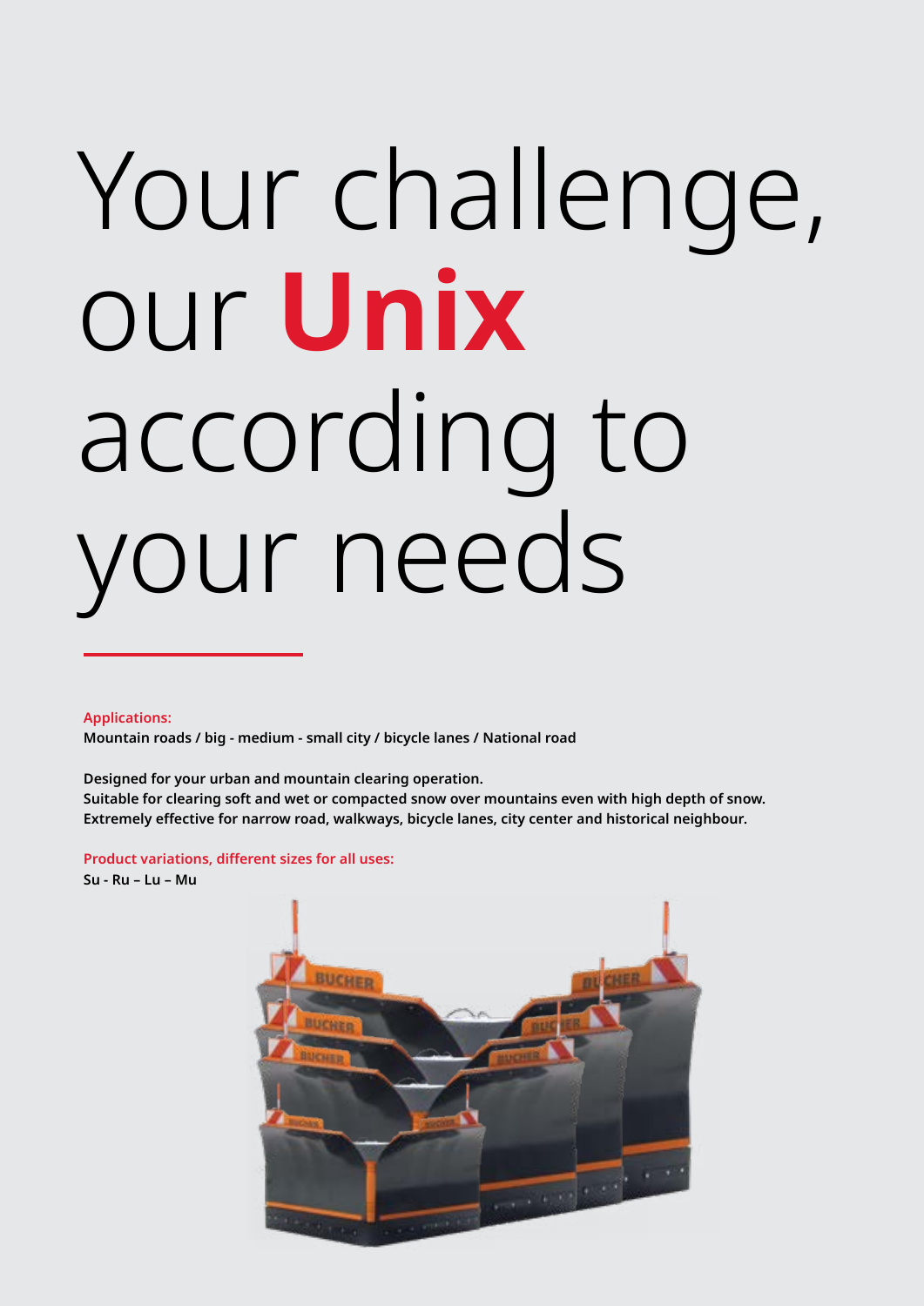# Your challenge, our **Unix** according to your needs

**Applications:**
**Mountain roads / big - medium - small city / bicycle lanes / National road**

**Designed for your urban and mountain clearing operation.**
**Suitable for clearing soft and wet or compacted snow over mountains even with high depth of snow.**
**Extremely effective for narrow road, walkways, bicycle lanes, city center and historical neighbour.**

**Product variations, different sizes for all uses:**
**Su - Ru – Lu – Mu**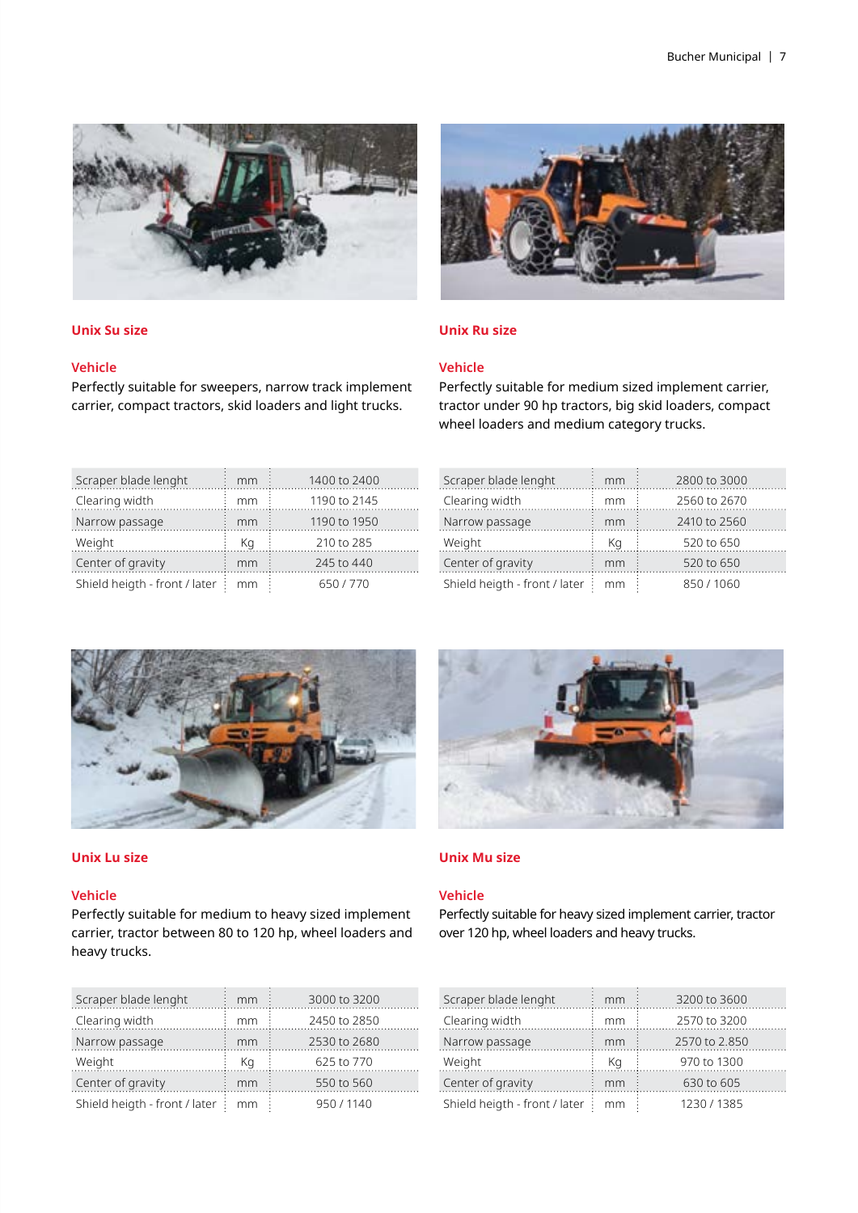## Unix Su size

### Vehicle

Perfectly suitable for sweepers, narrow track implement carrier, compact tractors, skid loaders and light trucks.

| Scraper blade lenght | mm | 1400 to 2400 |
|---|---|---|
| Clearing width | mm | 1190 to 2145 |
| Narrow passage | mm | 1190 to 1950 |
| Weight | Kg | 210 to 285 |
| Center of gravity | mm | 245 to 440 |
| Shield heigth - front / later | mm | 650 / 770 |

## Unix Ru size

### Vehicle

Perfectly suitable for medium sized implement carrier, tractor under 90 hp tractors, big skid loaders, compact wheel loaders and medium category trucks.

| Scraper blade lenght | mm | 2800 to 3000 |
|---|---|---|
| Clearing width | mm | 2560 to 2670 |
| Narrow passage | mm | 2410 to 2560 |
| Weight | Kg | 520 to 650 |
| Center of gravity | mm | 520 to 650 |
| Shield heigth - front / later | mm | 850 / 1060 |

## Unix Lu size

### Vehicle

Perfectly suitable for medium to heavy sized implement carrier, tractor between 80 to 120 hp, wheel loaders and heavy trucks.

| Scraper blade lenght | mm | 3000 to 3200 |
|---|---|---|
| Clearing width | mm | 2450 to 2850 |
| Narrow passage | mm | 2530 to 2680 |
| Weight | Kg | 625 to 770 |
| Center of gravity | mm | 550 to 560 |
| Shield heigth - front / later | mm | 950 / 1140 |

## Unix Mu size

### Vehicle

Perfectly suitable for heavy sized implement carrier, tractor over 120 hp, wheel loaders and heavy trucks.

| Scraper blade lenght | mm | 3200 to 3600 |
|---|---|---|
| Clearing width | mm | 2570 to 3200 |
| Narrow passage | mm | 2570 to 2.850 |
| Weight | Kg | 970 to 1300 |
| Center of gravity | mm | 630 to 605 |
| Shield heigth - front / later | mm | 1230 / 1385 |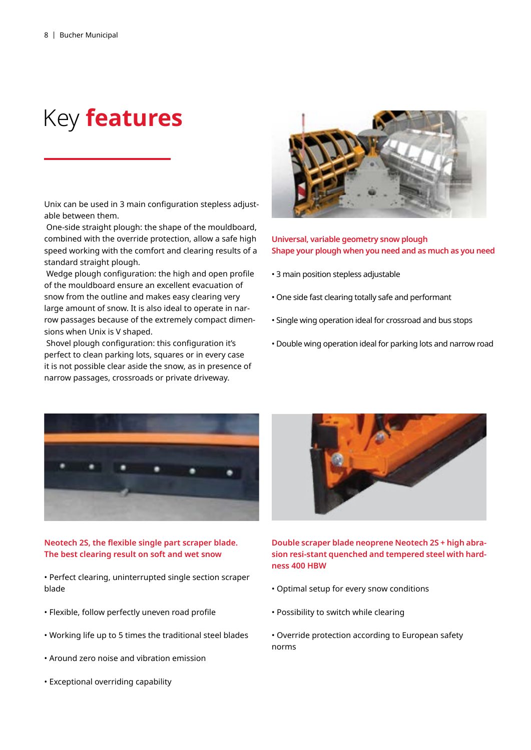# Key **features**

Unix can be used in 3 main configuration stepless adjustable between them.

One-side straight plough: the shape of the mouldboard, combined with the override protection, allow a safe high speed working with the comfort and clearing results of a standard straight plough.

Wedge plough configuration: the high and open profile of the mouldboard ensure an excellent evacuation of snow from the outline and makes easy clearing very large amount of snow. It is also ideal to operate in narrow passages because of the extremely compact dimensions when Unix is V shaped.

Shovel plough configuration: this configuration it's perfect to clean parking lots, squares or in every case it is not possible clear aside the snow, as in presence of narrow passages, crossroads or private driveway.

### Universal, variable geometry snow plough
### Shape your plough when you need and as much as you need

- 3 main position stepless adjustable
- One side fast clearing totally safe and performant
- Single wing operation ideal for crossroad and bus stops
- Double wing operation ideal for parking lots and narrow road

### Neotech 2S, the flexible single part scraper blade. The best clearing result on soft and wet snow

- Perfect clearing, uninterrupted single section scraper blade
- Flexible, follow perfectly uneven road profile
- Working life up to 5 times the traditional steel blades
- Around zero noise and vibration emission
- Exceptional overriding capability

### Double scraper blade neoprene Neotech 2S + high abrasion resi-stant quenched and tempered steel with hardness 400 HBW

- Optimal setup for every snow conditions
- Possibility to switch while clearing
- Override protection according to European safety norms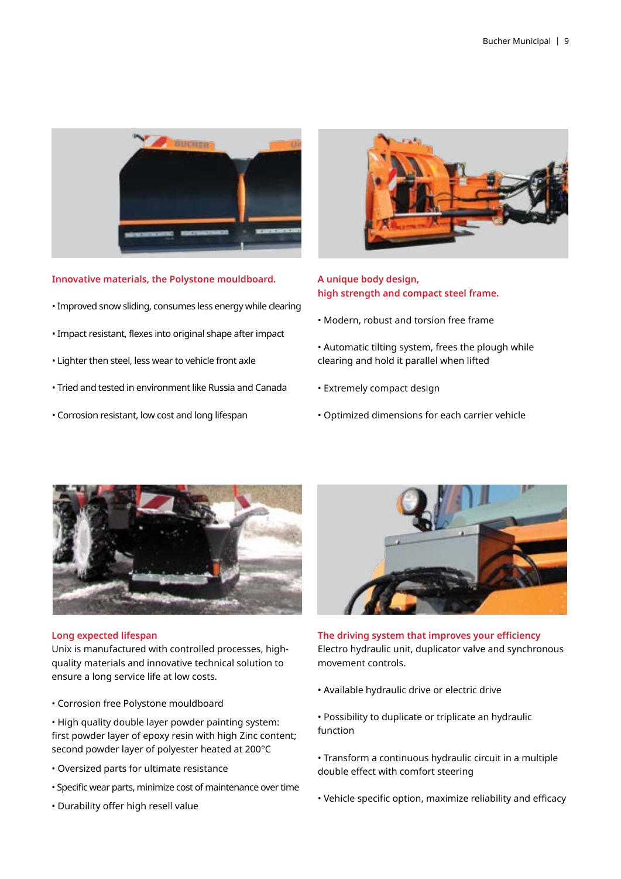### Innovative materials, the Polystone mouldboard.

- Improved snow sliding, consumes less energy while clearing
- Impact resistant, flexes into original shape after impact
- Lighter then steel, less wear to vehicle front axle
- Tried and tested in environment like Russia and Canada
- Corrosion resistant, low cost and long lifespan

### A unique body design, high strength and compact steel frame.

- Modern, robust and torsion free frame
- Automatic tilting system, frees the plough while clearing and hold it parallel when lifted
- Extremely compact design
- Optimized dimensions for each carrier vehicle

### Long expected lifespan

Unix is manufactured with controlled processes, high-quality materials and innovative technical solution to ensure a long service life at low costs.

- Corrosion free Polystone mouldboard
- High quality double layer powder painting system: first powder layer of epoxy resin with high Zinc content; second powder layer of polyester heated at 200°C
- Oversized parts for ultimate resistance
- Specific wear parts, minimize cost of maintenance over time
- Durability offer high resell value

### The driving system that improves your efficiency

Electro hydraulic unit, duplicator valve and synchronous movement controls.

- Available hydraulic drive or electric drive
- Possibility to duplicate or triplicate an hydraulic function
- Transform a continuous hydraulic circuit in a multiple double effect with comfort steering
- Vehicle specific option, maximize reliability and efficacy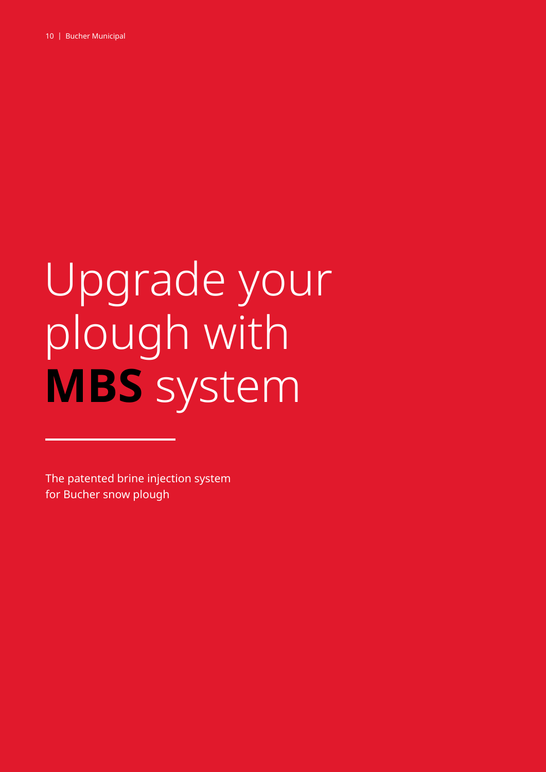# Upgrade your plough with **MBS** system

The patented brine injection system
for Bucher snow plough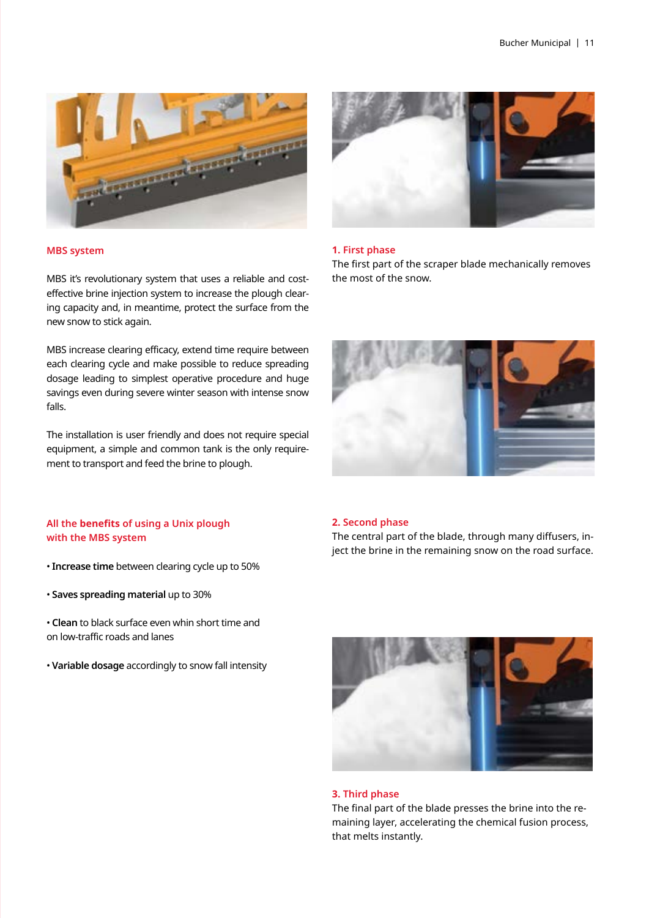## MBS system

MBS it's revolutionary system that uses a reliable and cost-effective brine injection system to increase the plough clearing capacity and, in meantime, protect the surface from the new snow to stick again.

MBS increase clearing efficacy, extend time require between each clearing cycle and make possible to reduce spreading dosage leading to simplest operative procedure and huge savings even during severe winter season with intense snow falls.

The installation is user friendly and does not require special equipment, a simple and common tank is the only requirement to transport and feed the brine to plough.

## All the benefits of using a Unix plough with the MBS system

- **Increase time** between clearing cycle up to 50%
- **Saves spreading material** up to 30%
- **Clean** to black surface even whin short time and on low-traffic roads and lanes
- **Variable dosage** accordingly to snow fall intensity

### 1. First phase

The first part of the scraper blade mechanically removes the most of the snow.

### 2. Second phase

The central part of the blade, through many diffusers, inject the brine in the remaining snow on the road surface.

### 3. Third phase

The final part of the blade presses the brine into the remaining layer, accelerating the chemical fusion process, that melts instantly.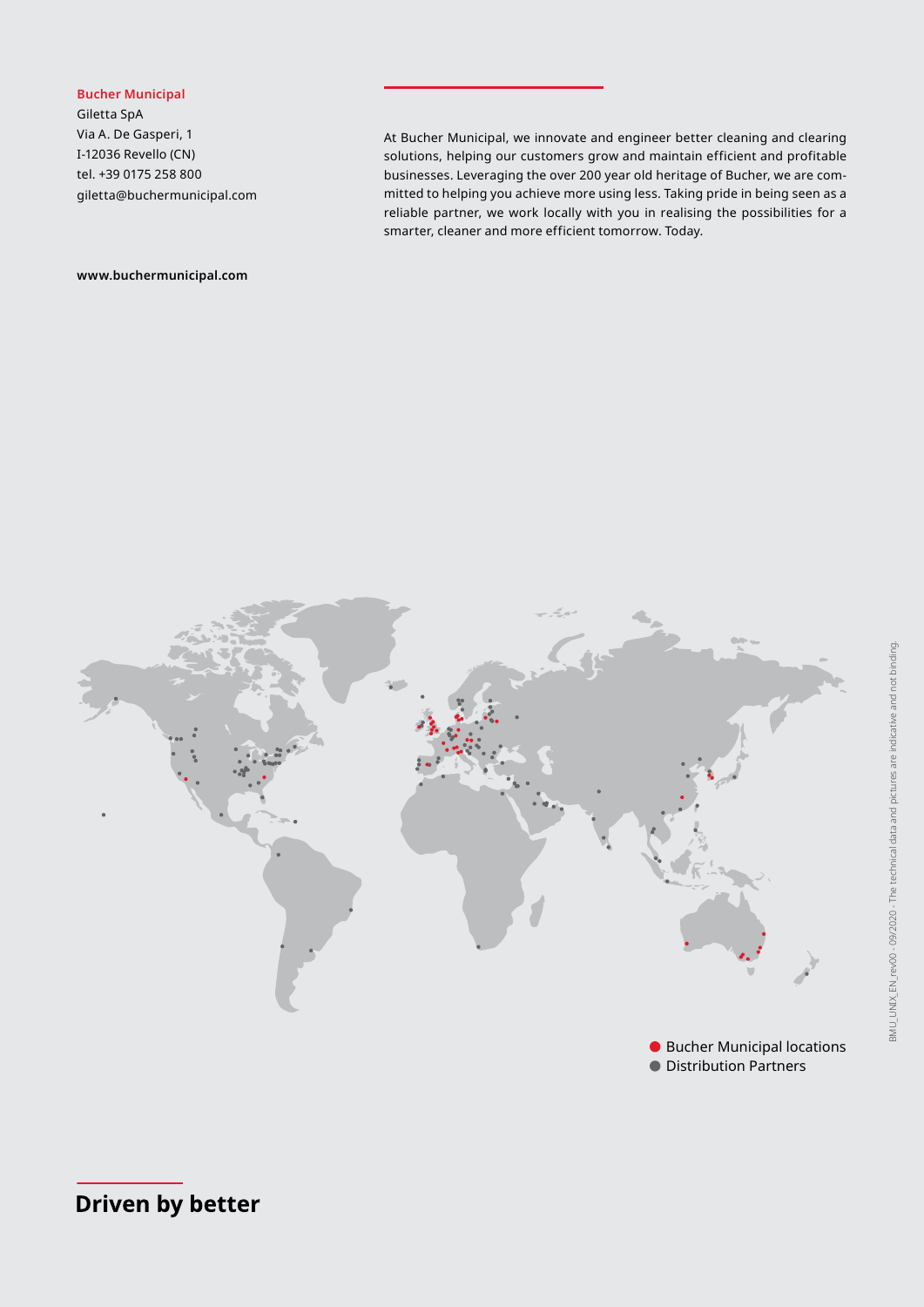**Bucher Municipal**

Giletta SpA
Via A. De Gasperi, 1
I-12036 Revello (CN)
tel. +39 0175 258 800
giletta@buchermunicipal.com

**www.buchermunicipal.com**

At Bucher Municipal, we innovate and engineer better cleaning and clearing solutions, helping our customers grow and maintain efficient and profitable businesses. Leveraging the over 200 year old heritage of Bucher, we are committed to helping you achieve more using less. Taking pride in being seen as a reliable partner, we work locally with you in realising the possibilities for a smarter, cleaner and more efficient tomorrow. Today.

Bucher Municipal locations
Distribution Partners

BMU_UNIX_EN_rev00 - 09/2020 - The technical data and pictures are indicative and not binding.

## Driven by better